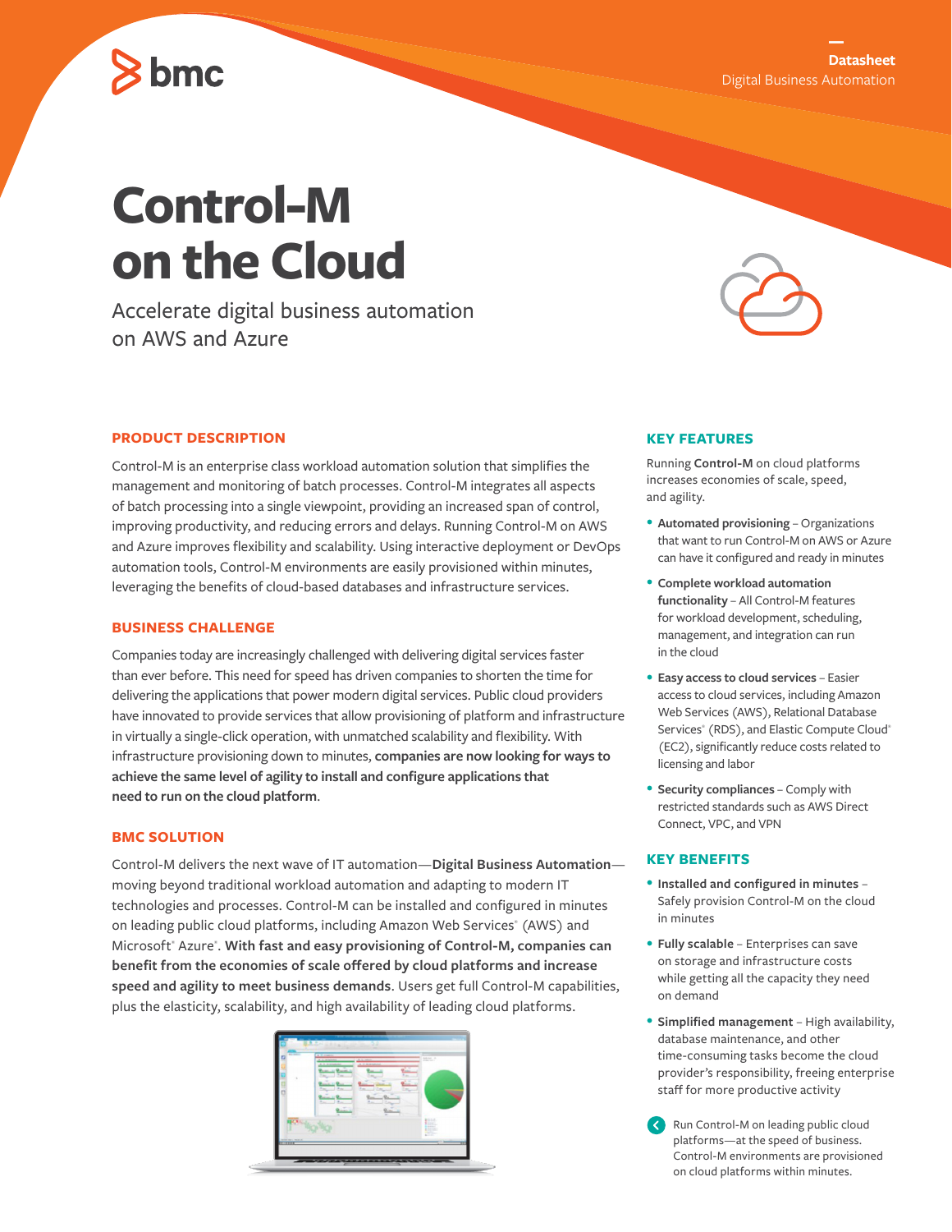Datasheet
Digital Business Automation

# Control-M on the Cloud

Accelerate digital business automation on AWS and Azure

## PRODUCT DESCRIPTION

Control-M is an enterprise class workload automation solution that simplifies the management and monitoring of batch processes. Control-M integrates all aspects of batch processing into a single viewpoint, providing an increased span of control, improving productivity, and reducing errors and delays. Running Control-M on AWS and Azure improves flexibility and scalability. Using interactive deployment or DevOps automation tools, Control-M environments are easily provisioned within minutes, leveraging the benefits of cloud-based databases and infrastructure services.

## BUSINESS CHALLENGE

Companies today are increasingly challenged with delivering digital services faster than ever before. This need for speed has driven companies to shorten the time for delivering the applications that power modern digital services. Public cloud providers have innovated to provide services that allow provisioning of platform and infrastructure in virtually a single-click operation, with unmatched scalability and flexibility. With infrastructure provisioning down to minutes, **companies are now looking for ways to achieve the same level of agility to install and configure applications that need to run on the cloud platform**.

## BMC SOLUTION

Control-M delivers the next wave of IT automation—**Digital Business Automation**—moving beyond traditional workload automation and adapting to modern IT technologies and processes. Control-M can be installed and configured in minutes on leading public cloud platforms, including Amazon Web Services® (AWS) and Microsoft® Azure®. **With fast and easy provisioning of Control-M, companies can benefit from the economies of scale offered by cloud platforms and increase speed and agility to meet business demands**. Users get full Control-M capabilities, plus the elasticity, scalability, and high availability of leading cloud platforms.

## KEY FEATURES

Running **Control-M** on cloud platforms increases economies of scale, speed, and agility.

- **Automated provisioning** – Organizations that want to run Control-M on AWS or Azure can have it configured and ready in minutes
- **Complete workload automation functionality** – All Control-M features for workload development, scheduling, management, and integration can run in the cloud
- **Easy access to cloud services** – Easier access to cloud services, including Amazon Web Services (AWS), Relational Database Services® (RDS), and Elastic Compute Cloud® (EC2), significantly reduce costs related to licensing and labor
- **Security compliances** – Comply with restricted standards such as AWS Direct Connect, VPC, and VPN

## KEY BENEFITS

- **Installed and configured in minutes** – Safely provision Control-M on the cloud in minutes
- **Fully scalable** – Enterprises can save on storage and infrastructure costs while getting all the capacity they need on demand
- **Simplified management** – High availability, database maintenance, and other time-consuming tasks become the cloud provider's responsibility, freeing enterprise staff for more productive activity

Run Control-M on leading public cloud platforms—at the speed of business. Control-M environments are provisioned on cloud platforms within minutes.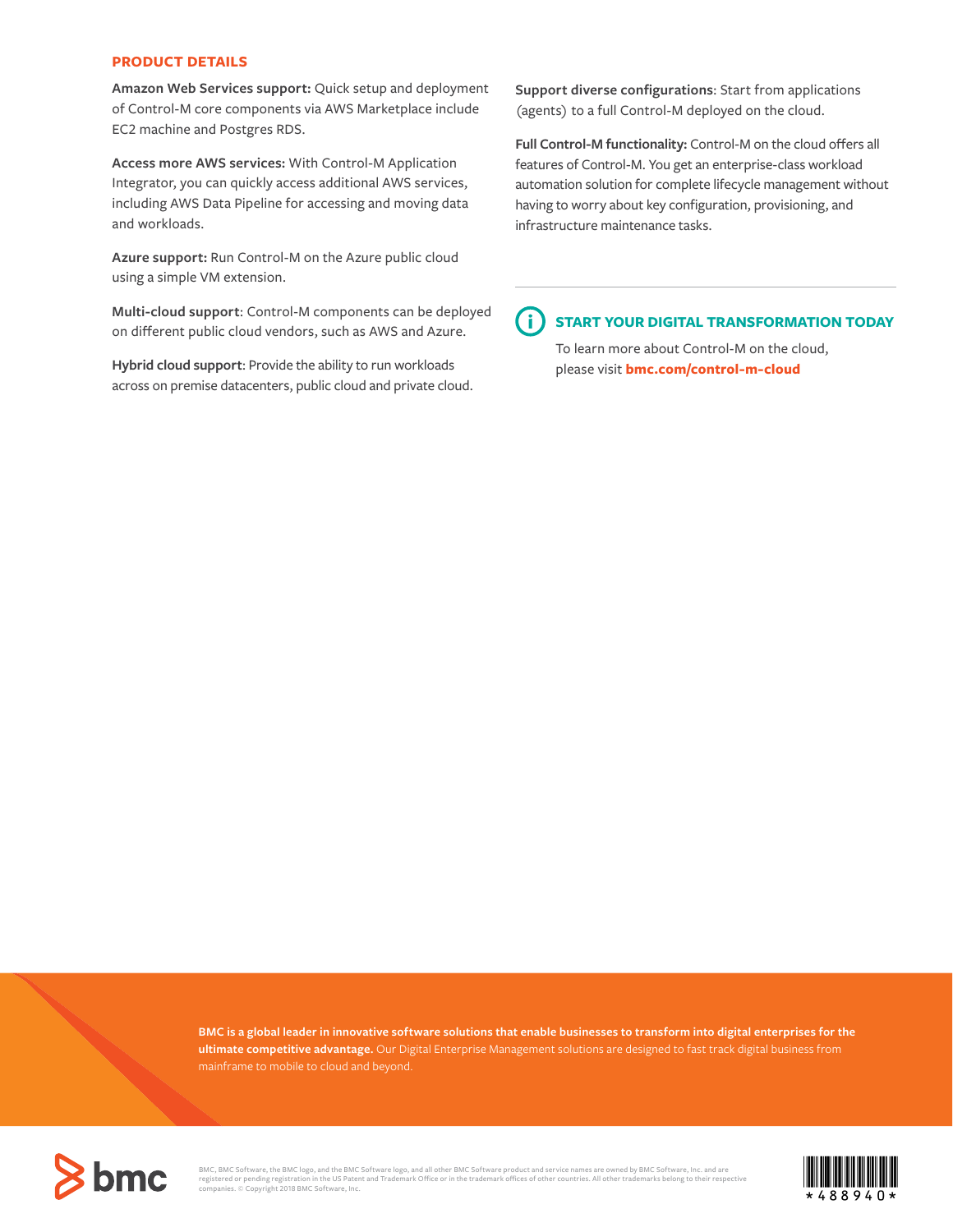## PRODUCT DETAILS

**Amazon Web Services support:** Quick setup and deployment of Control-M core components via AWS Marketplace include EC2 machine and Postgres RDS.

**Access more AWS services:** With Control-M Application Integrator, you can quickly access additional AWS services, including AWS Data Pipeline for accessing and moving data and workloads.

**Azure support:** Run Control-M on the Azure public cloud using a simple VM extension.

**Multi-cloud support**: Control-M components can be deployed on different public cloud vendors, such as AWS and Azure.

**Hybrid cloud support**: Provide the ability to run workloads across on premise datacenters, public cloud and private cloud.

**Support diverse configurations**: Start from applications (agents) to a full Control-M deployed on the cloud.

**Full Control-M functionality:** Control-M on the cloud offers all features of Control-M. You get an enterprise-class workload automation solution for complete lifecycle management without having to worry about key configuration, provisioning, and infrastructure maintenance tasks.

### START YOUR DIGITAL TRANSFORMATION TODAY

To learn more about Control-M on the cloud, please visit **bmc.com/control-m-cloud**

**BMC is a global leader in innovative software solutions that enable businesses to transform into digital enterprises for the ultimate competitive advantage.** Our Digital Enterprise Management solutions are designed to fast track digital business from mainframe to mobile to cloud and beyond.

BMC, BMC Software, the BMC logo, and the BMC Software logo, and all other BMC Software product and service names are owned by BMC Software, Inc. and are registered or pending registration in the US Patent and Trademark Office or in the trademark offices of other countries. All other trademarks belong to their respective companies. © Copyright 2018 BMC Software, Inc.

*488940*